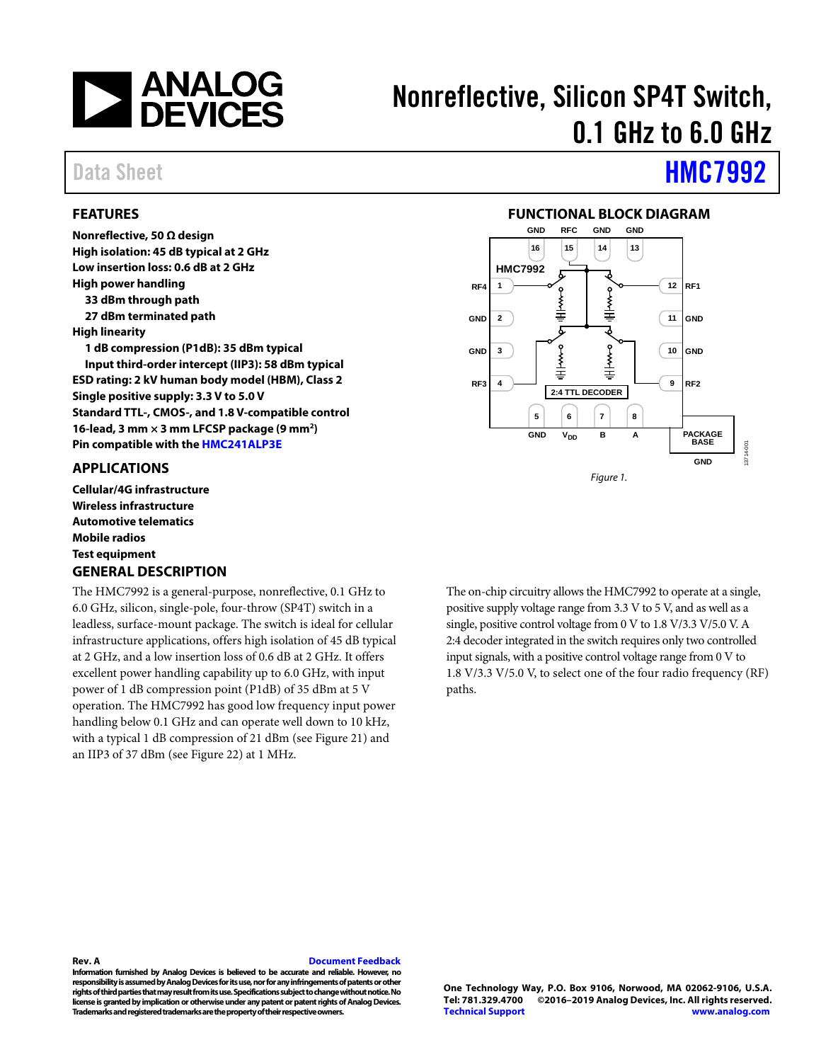# Nonreflective, Silicon SP4T Switch, 0.1 GHz to 6.0 GHz

Data Sheet **HMC7992**

## FEATURES

**Nonreflective, 50 Ω design**
**High isolation: 45 dB typical at 2 GHz**
**Low insertion loss: 0.6 dB at 2 GHz**
**High power handling**
- **33 dBm through path**
- **27 dBm terminated path**

**High linearity**
- **1 dB compression (P1dB): 35 dBm typical**
- **Input third-order intercept (IIP3): 58 dBm typical**

**ESD rating: 2 kV human body model (HBM), Class 2**
**Single positive supply: 3.3 V to 5.0 V**
**Standard TTL-, CMOS-, and 1.8 V-compatible control**
**16-lead, 3 mm × 3 mm LFCSP package (9 mm²)**
**Pin compatible with the HMC241ALP3E**

## APPLICATIONS

**Cellular/4G infrastructure**
**Wireless infrastructure**
**Automotive telematics**
**Mobile radios**
**Test equipment**

## FUNCTIONAL BLOCK DIAGRAM

*Figure 1.*

## GENERAL DESCRIPTION

The HMC7992 is a general-purpose, nonreflective, 0.1 GHz to 6.0 GHz, silicon, single-pole, four-throw (SP4T) switch in a leadless, surface-mount package. The switch is ideal for cellular infrastructure applications, offers high isolation of 45 dB typical at 2 GHz, and a low insertion loss of 0.6 dB at 2 GHz. It offers excellent power handling capability up to 6.0 GHz, with input power of 1 dB compression point (P1dB) of 35 dBm at 5 V operation. The HMC7992 has good low frequency input power handling below 0.1 GHz and can operate well down to 10 kHz, with a typical 1 dB compression of 21 dBm (see Figure 21) and an IIP3 of 37 dBm (see Figure 22) at 1 MHz.

The on-chip circuitry allows the HMC7992 to operate at a single, positive supply voltage range from 3.3 V to 5 V, and as well as a single, positive control voltage from 0 V to 1.8 V/3.3 V/5.0 V. A 2:4 decoder integrated in the switch requires only two controlled input signals, with a positive control voltage range from 0 V to 1.8 V/3.3 V/5.0 V, to select one of the four radio frequency (RF) paths.

**Rev. A** Document Feedback
**Information furnished by Analog Devices is believed to be accurate and reliable. However, no responsibility is assumed by Analog Devices for its use, nor for any infringements of patents or other rights of third parties that may result from its use. Specifications subject to change without notice. No license is granted by implication or otherwise under any patent or patent rights of Analog Devices. Trademarks and registered trademarks are the property of their respective owners.**

**One Technology Way, P.O. Box 9106, Norwood, MA 02062-9106, U.S.A.**
**Tel: 781.329.4700 ©2016–2019 Analog Devices, Inc. All rights reserved.**
**Technical Support www.analog.com**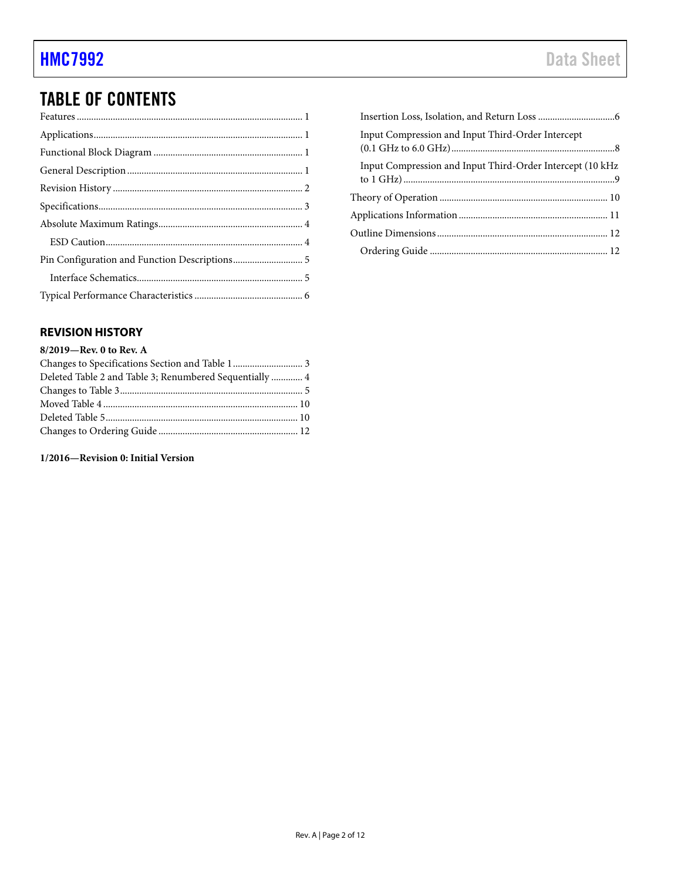# TABLE OF CONTENTS

Features ............................................................................................ 1
Applications...................................................................................... 1
Functional Block Diagram ............................................................. 1
General Description........................................................................ 1
Revision History .............................................................................. 2
Specifications.................................................................................... 3
Absolute Maximum Ratings........................................................... 4
  ESD Caution................................................................................. 4
Pin Configuration and Function Descriptions............................ 5
  Interface Schematics.................................................................... 5
Typical Performance Characteristics ............................................ 6
  Insertion Loss, Isolation, and Return Loss ...............................6
  Input Compression and Input Third-Order Intercept (0.1 GHz to 6.0 GHz)...................................................................8
  Input Compression and Input Third-Order Intercept (10 kHz to 1 GHz).......................................................................................9
Theory of Operation ..................................................................... 10
Applications Information ............................................................. 11
Outline Dimensions ...................................................................... 12
  Ordering Guide ......................................................................... 12

## REVISION HISTORY

**8/2019—Rev. 0 to Rev. A**

Changes to Specifications Section and Table 1............................ 3
Deleted Table 2 and Table 3; Renumbered Sequentially ............ 4
Changes to Table 3.......................................................................... 5
Moved Table 4 ............................................................................... 10
Deleted Table 5.............................................................................. 10
Changes to Ordering Guide ......................................................... 12

**1/2016—Revision 0: Initial Version**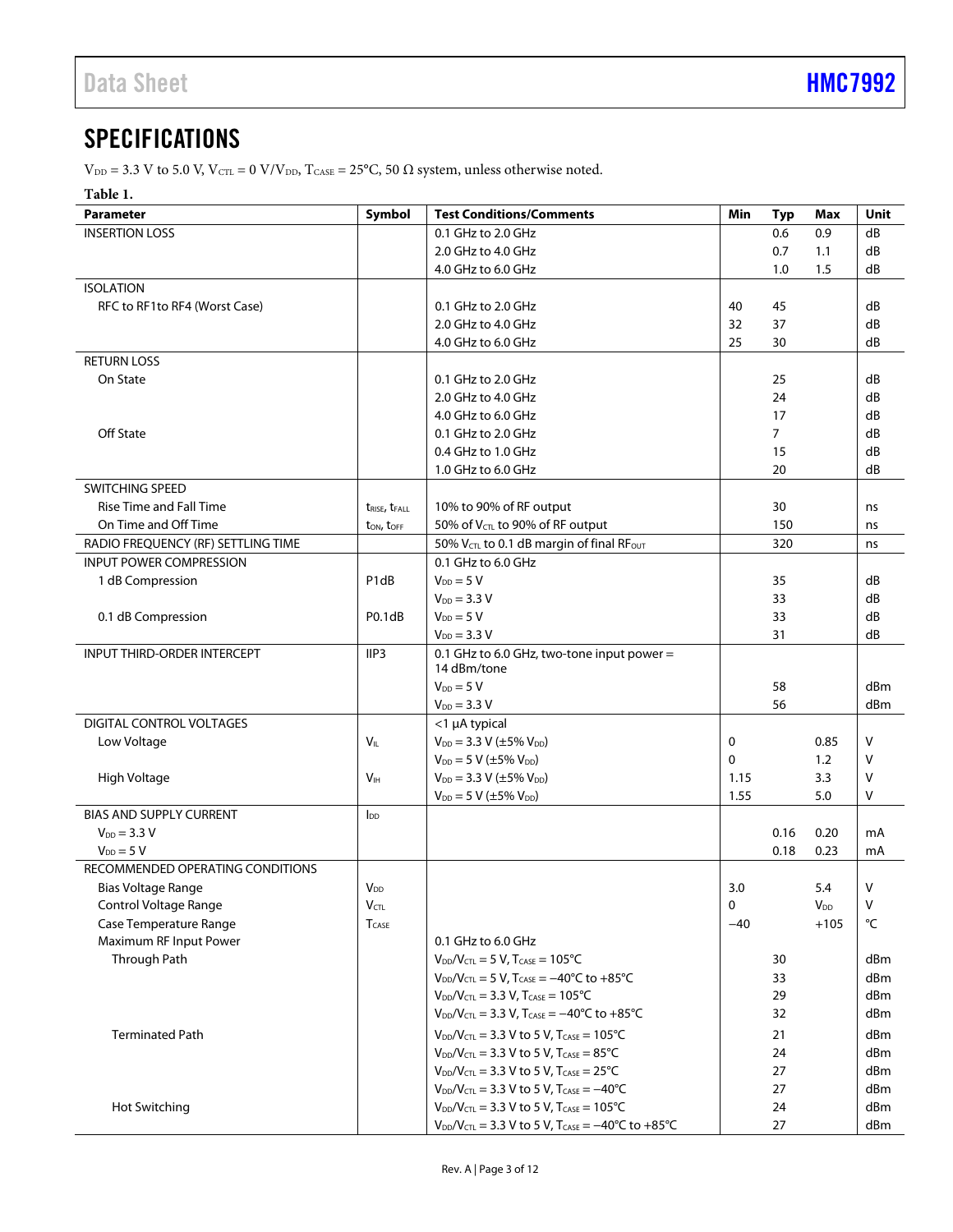## SPECIFICATIONS

$V_{DD}$ = 3.3 V to 5.0 V, $V_{CTL}$ = 0 V/$V_{DD}$, $T_{CASE}$ = 25°C, 50 Ω system, unless otherwise noted.

**Table 1.**

| Parameter | Symbol | Test Conditions/Comments | Min | Typ | Max | Unit |
|---|---|---|---|---|---|---|
| INSERTION LOSS | | 0.1 GHz to 2.0 GHz | | 0.6 | 0.9 | dB |
| | | 2.0 GHz to 4.0 GHz | | 0.7 | 1.1 | dB |
| | | 4.0 GHz to 6.0 GHz | | 1.0 | 1.5 | dB |
| ISOLATION | | | | | | |
| RFC to RF1to RF4 (Worst Case) | | 0.1 GHz to 2.0 GHz | 40 | 45 | | dB |
| | | 2.0 GHz to 4.0 GHz | 32 | 37 | | dB |
| | | 4.0 GHz to 6.0 GHz | 25 | 30 | | dB |
| RETURN LOSS | | | | | | |
| On State | | 0.1 GHz to 2.0 GHz | | 25 | | dB |
| | | 2.0 GHz to 4.0 GHz | | 24 | | dB |
| | | 4.0 GHz to 6.0 GHz | | 17 | | dB |
| Off State | | 0.1 GHz to 2.0 GHz | | 7 | | dB |
| | | 0.4 GHz to 1.0 GHz | | 15 | | dB |
| | | 1.0 GHz to 6.0 GHz | | 20 | | dB |
| SWITCHING SPEED | | | | | | |
| Rise Time and Fall Time | $t_{RISE}$, $t_{FALL}$ | 10% to 90% of RF output | | 30 | | ns |
| On Time and Off Time | $t_{ON}$, $t_{OFF}$ | 50% of $V_{CTL}$ to 90% of RF output | | 150 | | ns |
| RADIO FREQUENCY (RF) SETTLING TIME | | 50% $V_{CTL}$ to 0.1 dB margin of final $RF_{OUT}$ | | 320 | | ns |
| INPUT POWER COMPRESSION | | 0.1 GHz to 6.0 GHz | | | | |
| 1 dB Compression | P1dB | $V_{DD}$ = 5 V | | 35 | | dB |
| | | $V_{DD}$ = 3.3 V | | 33 | | dB |
| 0.1 dB Compression | P0.1dB | $V_{DD}$ = 5 V | | 33 | | dB |
| | | $V_{DD}$ = 3.3 V | | 31 | | dB |
| INPUT THIRD-ORDER INTERCEPT | IIP3 | 0.1 GHz to 6.0 GHz, two-tone input power = 14 dBm/tone | | | | |
| | | $V_{DD}$ = 5 V | | 58 | | dBm |
| | | $V_{DD}$ = 3.3 V | | 56 | | dBm |
| DIGITAL CONTROL VOLTAGES | | <1 µA typical | | | | |
| Low Voltage | $V_{IL}$ | $V_{DD}$ = 3.3 V (±5% $V_{DD}$) | 0 | | 0.85 | V |
| | | $V_{DD}$ = 5 V (±5% $V_{DD}$) | 0 | | 1.2 | V |
| High Voltage | $V_{IH}$ | $V_{DD}$ = 3.3 V (±5% $V_{DD}$) | 1.15 | | 3.3 | V |
| | | $V_{DD}$ = 5 V (±5% $V_{DD}$) | 1.55 | | 5.0 | V |
| BIAS AND SUPPLY CURRENT | $I_{DD}$ | | | | | |
| $V_{DD}$ = 3.3 V | | | | 0.16 | 0.20 | mA |
| $V_{DD}$ = 5 V | | | | 0.18 | 0.23 | mA |
| RECOMMENDED OPERATING CONDITIONS | | | | | | |
| Bias Voltage Range | $V_{DD}$ | | 3.0 | | 5.4 | V |
| Control Voltage Range | $V_{CTL}$ | | 0 | | $V_{DD}$ | V |
| Case Temperature Range | $T_{CASE}$ | | −40 | | +105 | °C |
| Maximum RF Input Power | | 0.1 GHz to 6.0 GHz | | | | |
| Through Path | | $V_{DD}$/$V_{CTL}$ = 5 V, $T_{CASE}$ = 105°C | | 30 | | dBm |
| | | $V_{DD}$/$V_{CTL}$ = 5 V, $T_{CASE}$ = −40°C to +85°C | | 33 | | dBm |
| | | $V_{DD}$/$V_{CTL}$ = 3.3 V, $T_{CASE}$ = 105°C | | 29 | | dBm |
| | | $V_{DD}$/$V_{CTL}$ = 3.3 V, $T_{CASE}$ = −40°C to +85°C | | 32 | | dBm |
| Terminated Path | | $V_{DD}$/$V_{CTL}$ = 3.3 V to 5 V, $T_{CASE}$ = 105°C | | 21 | | dBm |
| | | $V_{DD}$/$V_{CTL}$ = 3.3 V to 5 V, $T_{CASE}$ = 85°C | | 24 | | dBm |
| | | $V_{DD}$/$V_{CTL}$ = 3.3 V to 5 V, $T_{CASE}$ = 25°C | | 27 | | dBm |
| | | $V_{DD}$/$V_{CTL}$ = 3.3 V to 5 V, $T_{CASE}$ = −40°C | | 27 | | dBm |
| Hot Switching | | $V_{DD}$/$V_{CTL}$ = 3.3 V to 5 V, $T_{CASE}$ = 105°C | | 24 | | dBm |
| | | $V_{DD}$/$V_{CTL}$ = 3.3 V to 5 V, $T_{CASE}$ = −40°C to +85°C | | 27 | | dBm |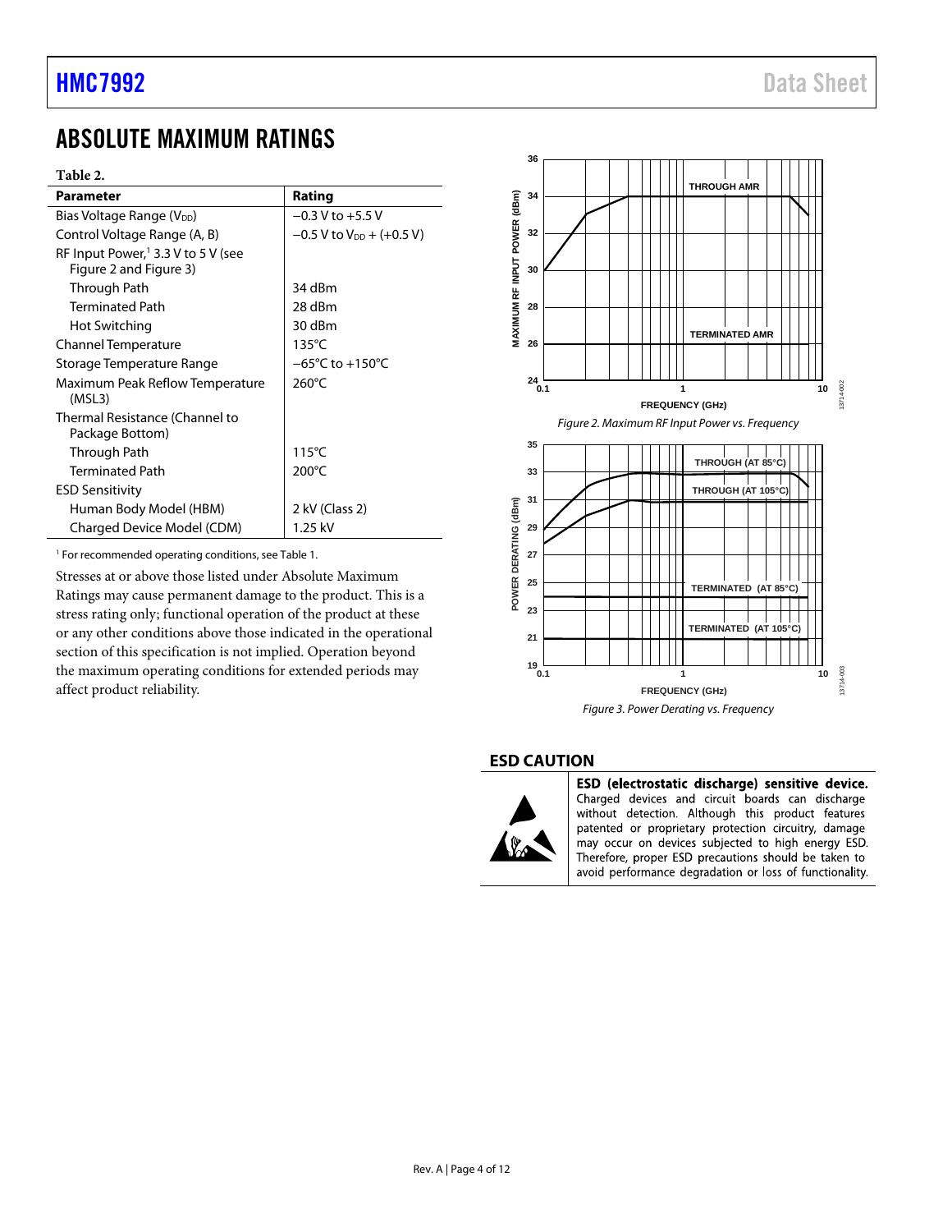# ABSOLUTE MAXIMUM RATINGS

**Table 2.**

| Parameter | Rating |
|---|---|
| Bias Voltage Range ($V_{DD}$) | −0.3 V to +5.5 V |
| Control Voltage Range (A, B) | −0.5 V to $V_{DD}$ + (+0.5 V) |
| RF Input Power,[1] 3.3 V to 5 V (see Figure 2 and Figure 3) | |
| Through Path | 34 dBm |
| Terminated Path | 28 dBm |
| Hot Switching | 30 dBm |
| Channel Temperature | 135°C |
| Storage Temperature Range | −65°C to +150°C |
| Maximum Peak Reflow Temperature (MSL3) | 260°C |
| Thermal Resistance (Channel to Package Bottom) | |
| Through Path | 115°C |
| Terminated Path | 200°C |
| ESD Sensitivity | |
| Human Body Model (HBM) | 2 kV (Class 2) |
| Charged Device Model (CDM) | 1.25 kV |

[1] For recommended operating conditions, see Table 1.

Stresses at or above those listed under Absolute Maximum Ratings may cause permanent damage to the product. This is a stress rating only; functional operation of the product at these or any other conditions above those indicated in the operational section of this specification is not implied. Operation beyond the maximum operating conditions for extended periods may affect product reliability.

*Figure 2. Maximum RF Input Power vs. Frequency*

*Figure 3. Power Derating vs. Frequency*

## ESD CAUTION

**ESD (electrostatic discharge) sensitive device.** Charged devices and circuit boards can discharge without detection. Although this product features patented or proprietary protection circuitry, damage may occur on devices subjected to high energy ESD. Therefore, proper ESD precautions should be taken to avoid performance degradation or loss of functionality.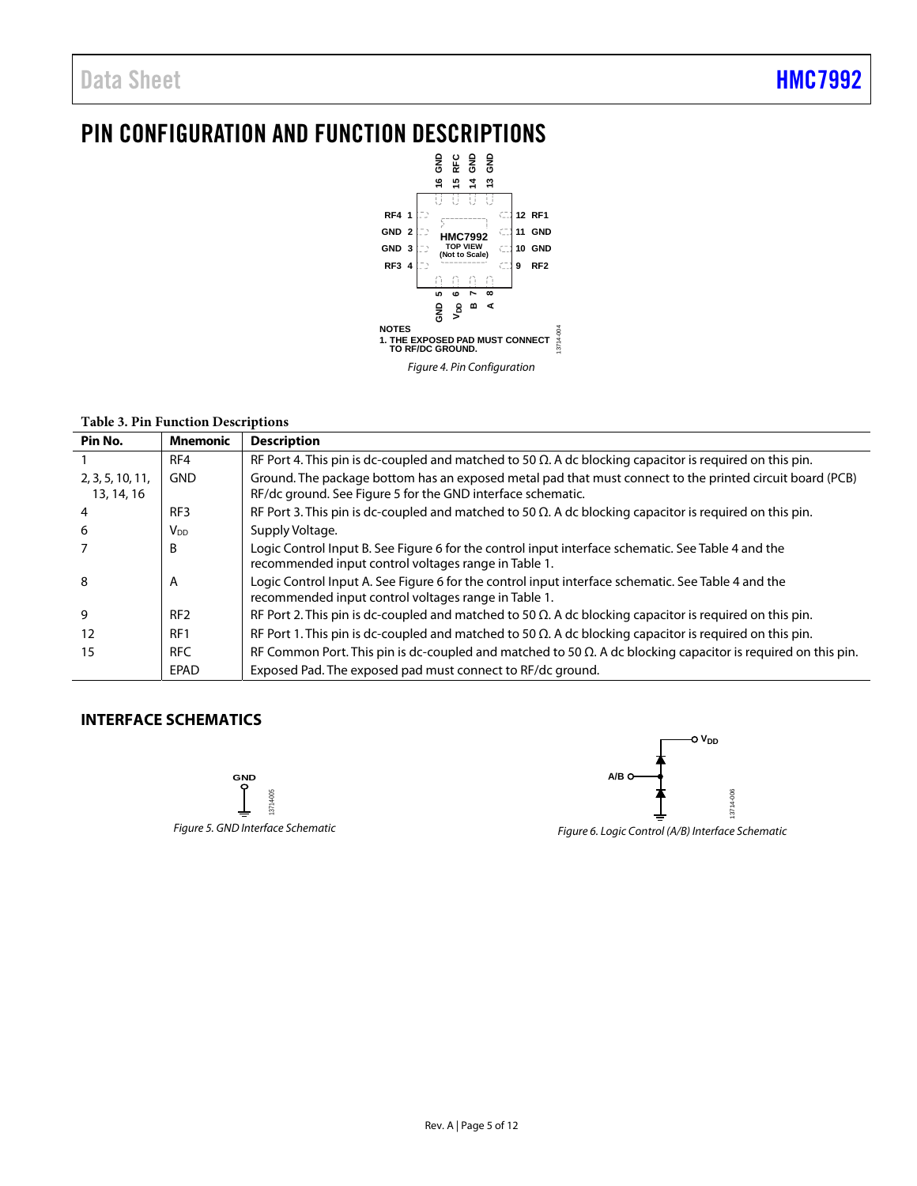# PIN CONFIGURATION AND FUNCTION DESCRIPTIONS

NOTES
1. THE EXPOSED PAD MUST CONNECT TO RF/DC GROUND.

*Figure 4. Pin Configuration*

**Table 3. Pin Function Descriptions**

| Pin No. | Mnemonic | Description |
|---|---|---|
| 1 | RF4 | RF Port 4. This pin is dc-coupled and matched to 50 Ω. A dc blocking capacitor is required on this pin. |
| 2, 3, 5, 10, 11, 13, 14, 16 | GND | Ground. The package bottom has an exposed metal pad that must connect to the printed circuit board (PCB) RF/dc ground. See Figure 5 for the GND interface schematic. |
| 4 | RF3 | RF Port 3. This pin is dc-coupled and matched to 50 Ω. A dc blocking capacitor is required on this pin. |
| 6 | $V_{DD}$ | Supply Voltage. |
| 7 | B | Logic Control Input B. See Figure 6 for the control input interface schematic. See Table 4 and the recommended input control voltages range in Table 1. |
| 8 | A | Logic Control Input A. See Figure 6 for the control input interface schematic. See Table 4 and the recommended input control voltages range in Table 1. |
| 9 | RF2 | RF Port 2. This pin is dc-coupled and matched to 50 Ω. A dc blocking capacitor is required on this pin. |
| 12 | RF1 | RF Port 1. This pin is dc-coupled and matched to 50 Ω. A dc blocking capacitor is required on this pin. |
| 15 | RFC | RF Common Port. This pin is dc-coupled and matched to 50 Ω. A dc blocking capacitor is required on this pin. |
|  | EPAD | Exposed Pad. The exposed pad must connect to RF/dc ground. |

## INTERFACE SCHEMATICS

*Figure 5. GND Interface Schematic*

*Figure 6. Logic Control (A/B) Interface Schematic*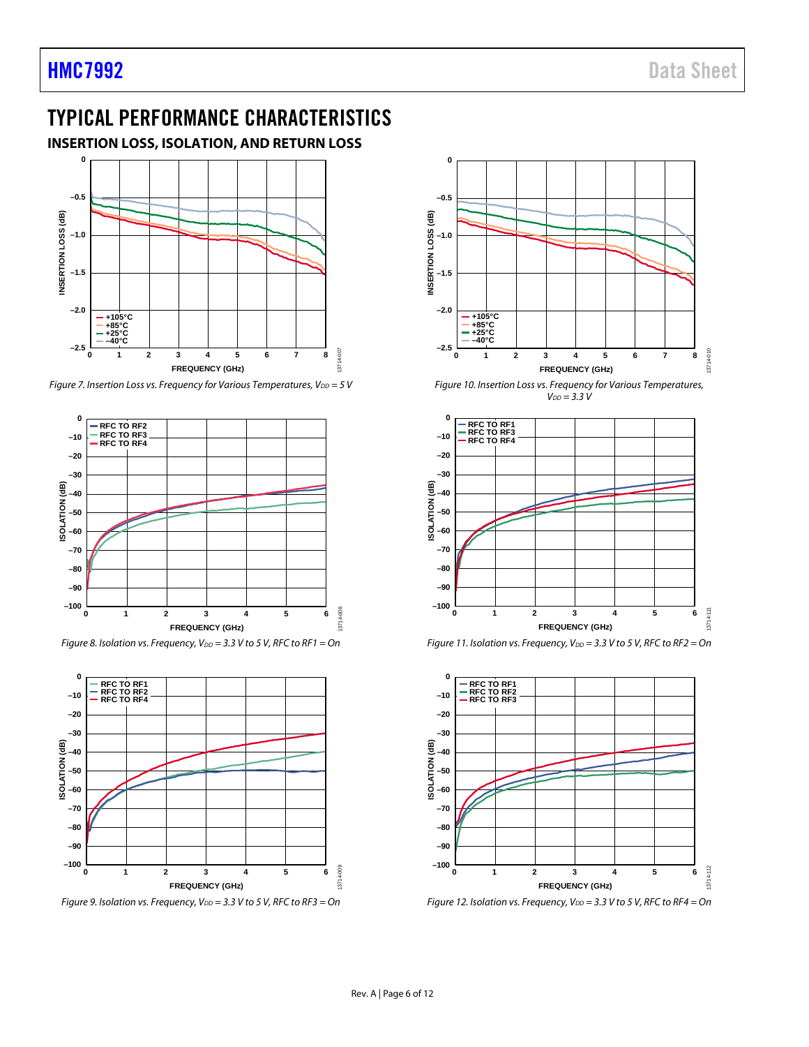# TYPICAL PERFORMANCE CHARACTERISTICS

## INSERTION LOSS, ISOLATION, AND RETURN LOSS

Figure 7. Insertion Loss vs. Frequency for Various Temperatures, $V_{DD}$ = 5 V

Figure 8. Isolation vs. Frequency, $V_{DD}$ = 3.3 V to 5 V, RFC to RF1 = On

Figure 9. Isolation vs. Frequency, $V_{DD}$ = 3.3 V to 5 V, RFC to RF3 = On

Figure 10. Insertion Loss vs. Frequency for Various Temperatures, $V_{DD}$ = 3.3 V

Figure 11. Isolation vs. Frequency, $V_{DD}$ = 3.3 V to 5 V, RFC to RF2 = On

Figure 12. Isolation vs. Frequency, $V_{DD}$ = 3.3 V to 5 V, RFC to RF4 = On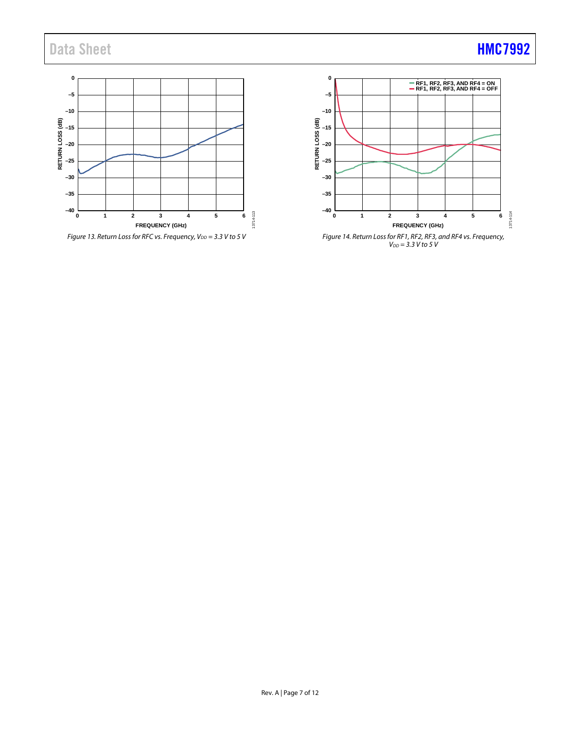Figure 13. Return Loss for RFC vs. Frequency, $V_{DD}$ = 3.3 V to 5 V

Figure 14. Return Loss for RF1, RF2, RF3, and RF4 vs. Frequency, $V_{DD}$ = 3.3 V to 5 V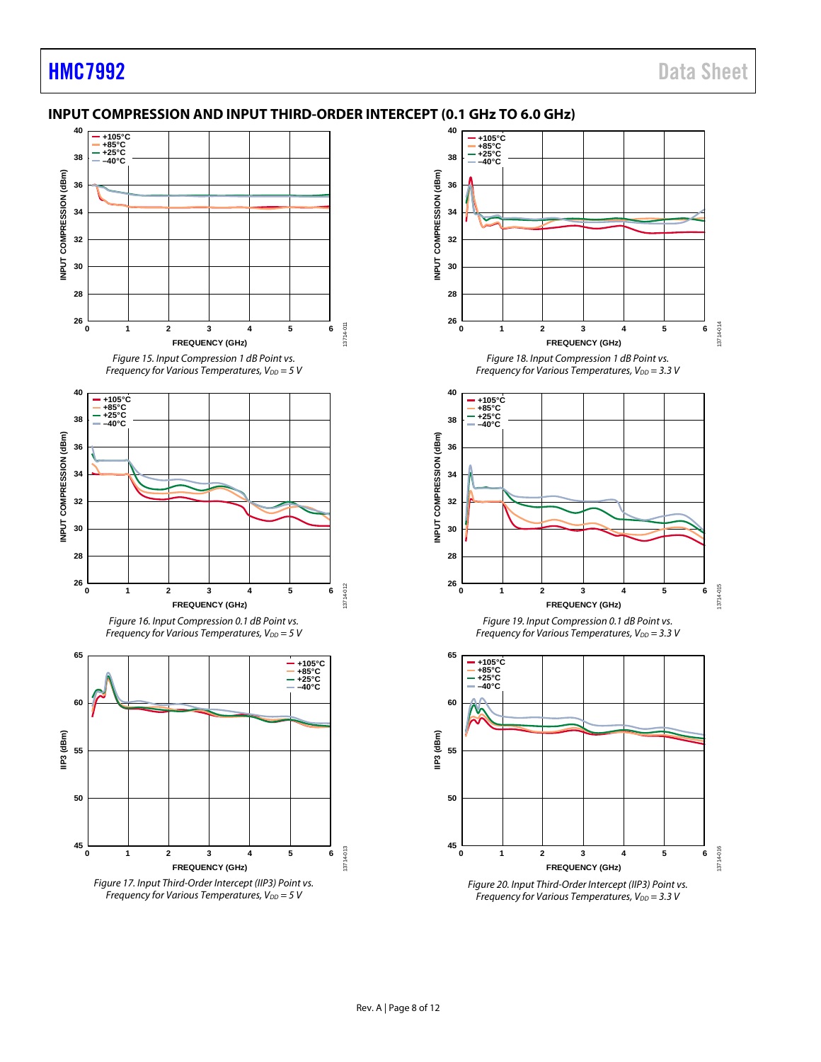## INPUT COMPRESSION AND INPUT THIRD-ORDER INTERCEPT (0.1 GHz TO 6.0 GHz)

*Figure 15. Input Compression 1 dB Point vs. Frequency for Various Temperatures, $V_{DD}$ = 5 V*

*Figure 16. Input Compression 0.1 dB Point vs. Frequency for Various Temperatures, $V_{DD}$ = 5 V*

*Figure 17. Input Third-Order Intercept (IIP3) Point vs. Frequency for Various Temperatures, $V_{DD}$ = 5 V*

*Figure 18. Input Compression 1 dB Point vs. Frequency for Various Temperatures, $V_{DD}$ = 3.3 V*

*Figure 19. Input Compression 0.1 dB Point vs. Frequency for Various Temperatures, $V_{DD}$ = 3.3 V*

*Figure 20. Input Third-Order Intercept (IIP3) Point vs. Frequency for Various Temperatures, $V_{DD}$ = 3.3 V*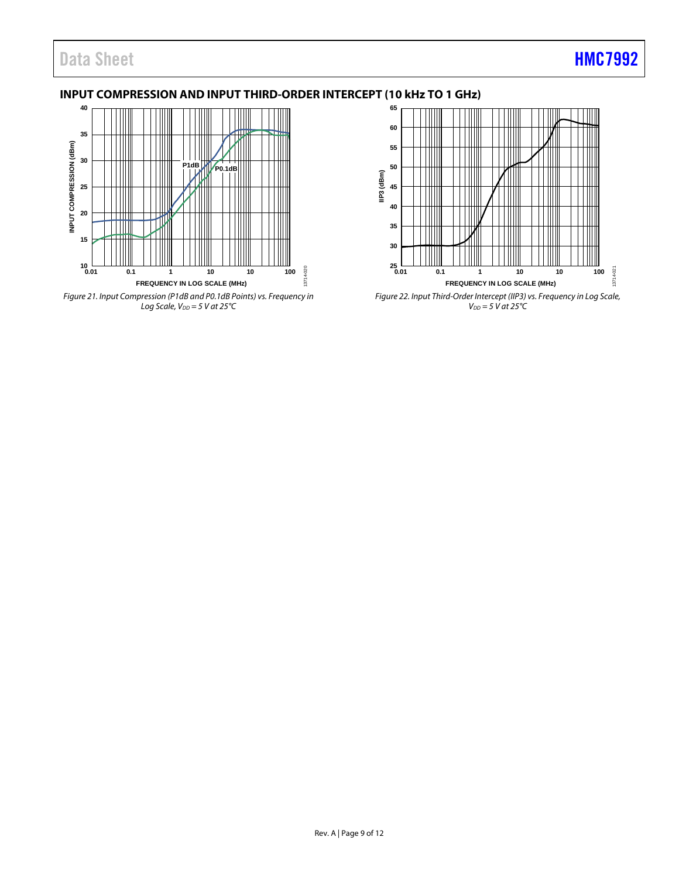## INPUT COMPRESSION AND INPUT THIRD-ORDER INTERCEPT (10 kHz TO 1 GHz)

Figure 21. Input Compression (P1dB and P0.1dB Points) vs. Frequency in Log Scale, $V_{DD}$ = 5 V at 25°C

Figure 22. Input Third-Order Intercept (IIP3) vs. Frequency in Log Scale, $V_{DD}$ = 5 V at 25°C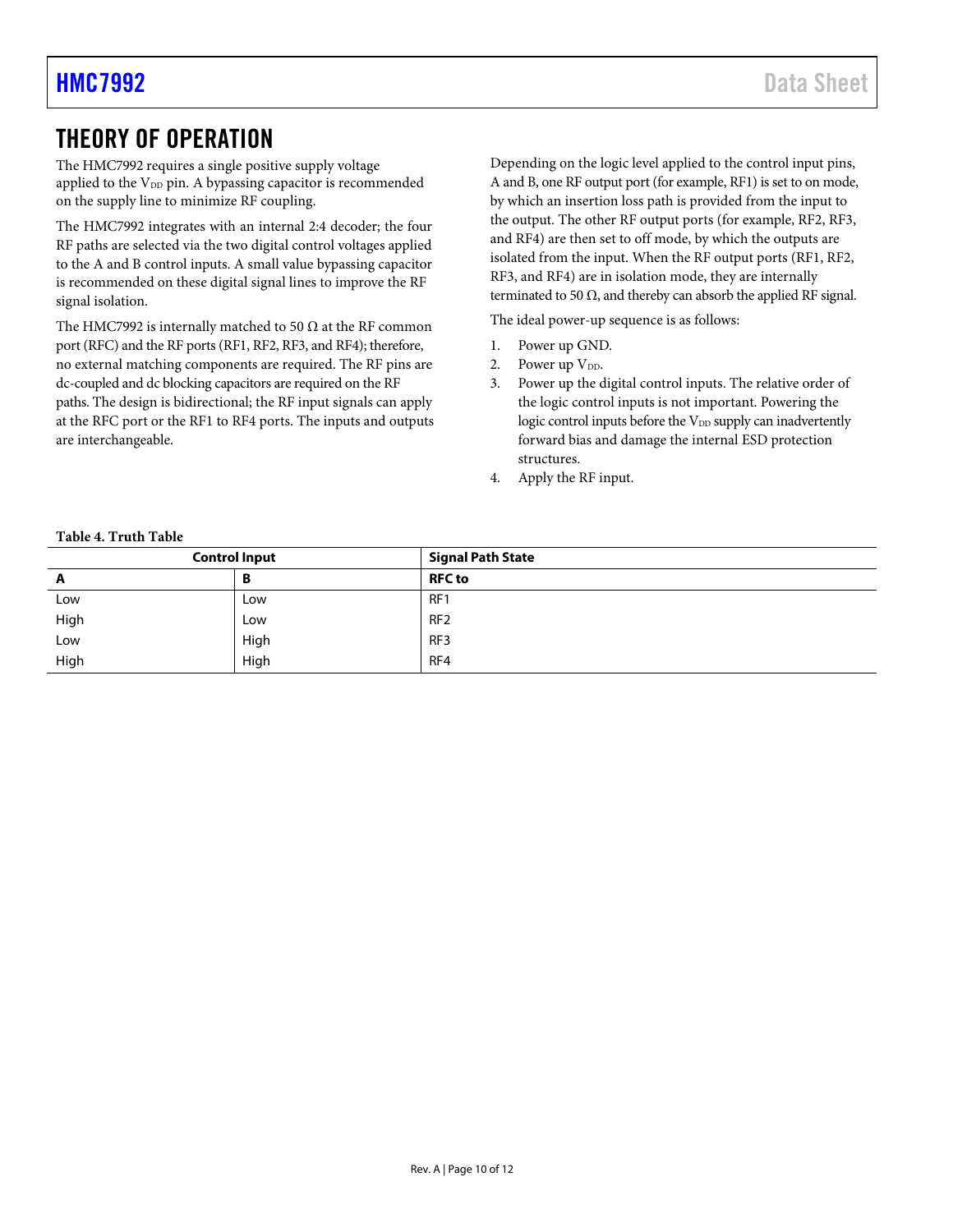# THEORY OF OPERATION

The HMC7992 requires a single positive supply voltage applied to the $V_{DD}$ pin. A bypassing capacitor is recommended on the supply line to minimize RF coupling.

The HMC7992 integrates with an internal 2:4 decoder; the four RF paths are selected via the two digital control voltages applied to the A and B control inputs. A small value bypassing capacitor is recommended on these digital signal lines to improve the RF signal isolation.

The HMC7992 is internally matched to 50 Ω at the RF common port (RFC) and the RF ports (RF1, RF2, RF3, and RF4); therefore, no external matching components are required. The RF pins are dc-coupled and dc blocking capacitors are required on the RF paths. The design is bidirectional; the RF input signals can apply at the RFC port or the RF1 to RF4 ports. The inputs and outputs are interchangeable.

Depending on the logic level applied to the control input pins, A and B, one RF output port (for example, RF1) is set to on mode, by which an insertion loss path is provided from the input to the output. The other RF output ports (for example, RF2, RF3, and RF4) are then set to off mode, by which the outputs are isolated from the input. When the RF output ports (RF1, RF2, RF3, and RF4) are in isolation mode, they are internally terminated to 50 Ω, and thereby can absorb the applied RF signal.

The ideal power-up sequence is as follows:

1. Power up GND.
2. Power up $V_{DD}$.
3. Power up the digital control inputs. The relative order of the logic control inputs is not important. Powering the logic control inputs before the $V_{DD}$ supply can inadvertently forward bias and damage the internal ESD protection structures.
4. Apply the RF input.

**Table 4. Truth Table**

| Control Input | | Signal Path State |
|---|---|---|
| **A** | **B** | **RFC to** |
| Low | Low | RF1 |
| High | Low | RF2 |
| Low | High | RF3 |
| High | High | RF4 |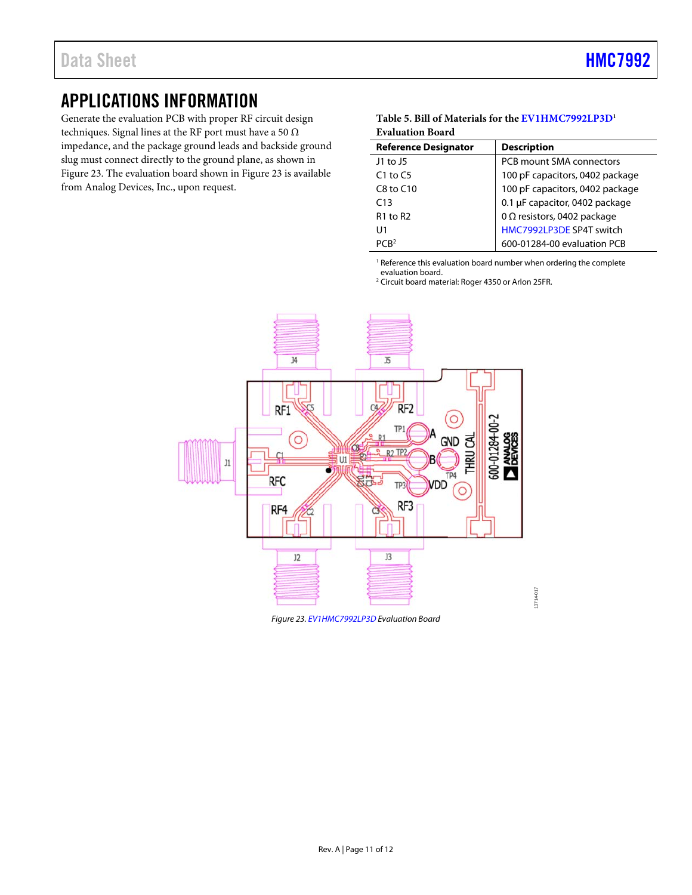# APPLICATIONS INFORMATION

Generate the evaluation PCB with proper RF circuit design techniques. Signal lines at the RF port must have a 50 Ω impedance, and the package ground leads and backside ground slug must connect directly to the ground plane, as shown in Figure 23. The evaluation board shown in Figure 23 is available from Analog Devices, Inc., upon request.

**Table 5. Bill of Materials for the EV1HMC7992LP3D[1] Evaluation Board**

| Reference Designator | Description |
|---|---|
| J1 to J5 | PCB mount SMA connectors |
| C1 to C5 | 100 pF capacitors, 0402 package |
| C8 to C10 | 100 pF capacitors, 0402 package |
| C13 | 0.1 µF capacitor, 0402 package |
| R1 to R2 | 0 Ω resistors, 0402 package |
| U1 | HMC7992LP3DE SP4T switch |
| PCB[2] | 600-01284-00 evaluation PCB |

[1] Reference this evaluation board number when ordering the complete evaluation board.
[2] Circuit board material: Roger 4350 or Arlon 25FR.

*Figure 23. EV1HMC7992LP3D Evaluation Board*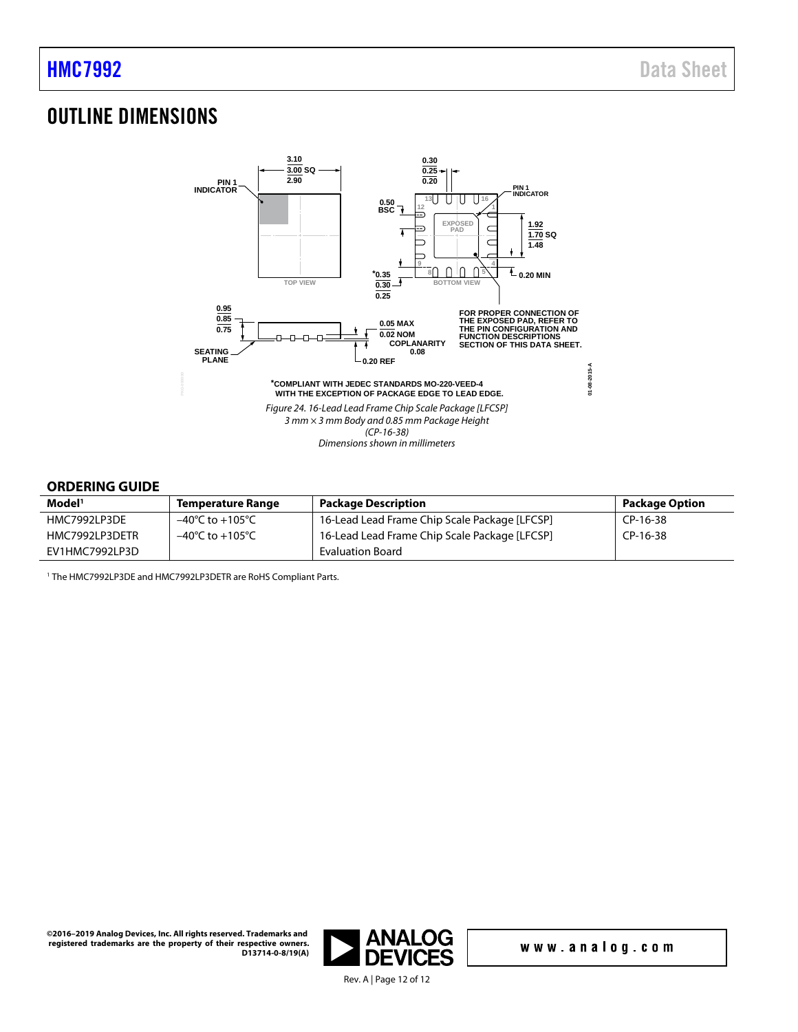# OUTLINE DIMENSIONS

3.10
3.00 SQ
2.90

PIN 1 INDICATOR

TOP VIEW

0.30
0.25
0.20

0.50 BSC

13
16
12
1
EXPOSED PAD
9
4
8
5

PIN 1 INDICATOR

1.92
1.70 SQ
1.48

*0.35
0.30
0.25

BOTTOM VIEW

0.20 MIN

0.95
0.85
0.75

SEATING PLANE

0.05 MAX
0.02 NOM

COPLANARITY
0.08

0.20 REF

FOR PROPER CONNECTION OF THE EXPOSED PAD, REFER TO THE PIN CONFIGURATION AND FUNCTION DESCRIPTIONS SECTION OF THIS DATA SHEET.

*COMPLIANT WITH JEDEC STANDARDS MO-220-VEED-4 WITH THE EXCEPTION OF PACKAGE EDGE TO LEAD EDGE.

01-08-2015-A

*Figure 24. 16-Lead Lead Frame Chip Scale Package [LFCSP]*
*3 mm × 3 mm Body and 0.85 mm Package Height*
*(CP-16-38)*
*Dimensions shown in millimeters*

## ORDERING GUIDE

| Model[1] | Temperature Range | Package Description | Package Option |
|---|---|---|---|
| HMC7992LP3DE | −40°C to +105°C | 16-Lead Lead Frame Chip Scale Package [LFCSP] | CP-16-38 |
| HMC7992LP3DETR | −40°C to +105°C | 16-Lead Lead Frame Chip Scale Package [LFCSP] | CP-16-38 |
| EV1HMC7992LP3D | | Evaluation Board | |

[1] The HMC7992LP3DE and HMC7992LP3DETR are RoHS Compliant Parts.

©2016–2019 Analog Devices, Inc. All rights reserved. Trademarks and registered trademarks are the property of their respective owners. D13714-0-8/19(A)